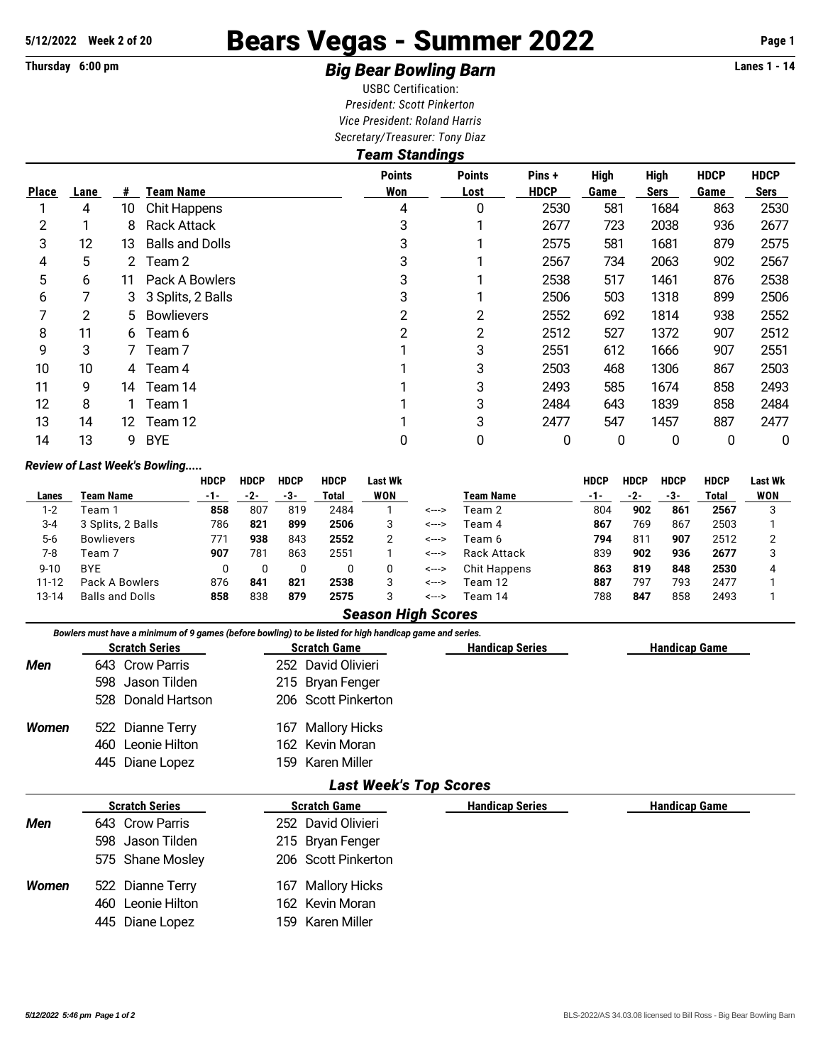5/12/2022 Week 2 of 20

# Bears Vegas - Summer 2022

Thursday 6:00 pm

## *Big Bear Bowling Barn*

Lanes 1 - 14

USBC Certification:

*President: Scott Pinkerton*

*Vice President: Roland Harris*

*Secretary/Treasurer: Tony Diaz*

### *Team Standings*

| Place | Lane | # | Team Name | Points Won | Points Lost | Pins + HDCP | High Game | High Sers | HDCP Game | HDCP Sers |
|---|---|---|---|---|---|---|---|---|---|---|
| 1 | 4 | 10 | Chit Happens | 4 | 0 | 2530 | 581 | 1684 | 863 | 2530 |
| 2 | 1 | 8 | Rack Attack | 3 | 1 | 2677 | 723 | 2038 | 936 | 2677 |
| 3 | 12 | 13 | Balls and Dolls | 3 | 1 | 2575 | 581 | 1681 | 879 | 2575 |
| 4 | 5 | 2 | Team 2 | 3 | 1 | 2567 | 734 | 2063 | 902 | 2567 |
| 5 | 6 | 11 | Pack A Bowlers | 3 | 1 | 2538 | 517 | 1461 | 876 | 2538 |
| 6 | 7 | 3 | 3 Splits, 2 Balls | 3 | 1 | 2506 | 503 | 1318 | 899 | 2506 |
| 7 | 2 | 5 | Bowlievers | 2 | 2 | 2552 | 692 | 1814 | 938 | 2552 |
| 8 | 11 | 6 | Team 6 | 2 | 2 | 2512 | 527 | 1372 | 907 | 2512 |
| 9 | 3 | 7 | Team 7 | 1 | 3 | 2551 | 612 | 1666 | 907 | 2551 |
| 10 | 10 | 4 | Team 4 | 1 | 3 | 2503 | 468 | 1306 | 867 | 2503 |
| 11 | 9 | 14 | Team 14 | 1 | 3 | 2493 | 585 | 1674 | 858 | 2493 |
| 12 | 8 | 1 | Team 1 | 1 | 3 | 2484 | 643 | 1839 | 858 | 2484 |
| 13 | 14 | 12 | Team 12 | 1 | 3 | 2477 | 547 | 1457 | 887 | 2477 |
| 14 | 13 | 9 | BYE | 0 | 0 | 0 | 0 | 0 | 0 | 0 |

*Review of Last Week's Bowling.....*

| Lanes | Team Name | HDCP -1- | HDCP -2- | HDCP -3- | HDCP Total | Last Wk WON | | Team Name | HDCP -1- | HDCP -2- | HDCP -3- | HDCP Total | Last Wk WON |
|---|---|---|---|---|---|---|---|---|---|---|---|---|---|
| 1-2 | Team 1 | **858** | 807 | 819 | 2484 | 1 | <---> | Team 2 | 804 | **902** | **861** | **2567** | 3 |
| 3-4 | 3 Splits, 2 Balls | 786 | **821** | **899** | **2506** | 3 | <---> | Team 4 | **867** | 769 | 867 | 2503 | 1 |
| 5-6 | Bowlievers | 771 | **938** | 843 | **2552** | 2 | <---> | Team 6 | **794** | 811 | **907** | 2512 | 2 |
| 7-8 | Team 7 | **907** | 781 | 863 | 2551 | 1 | <---> | Rack Attack | 839 | **902** | **936** | **2677** | 3 |
| 9-10 | BYE | 0 | 0 | 0 | 0 | 0 | <---> | Chit Happens | **863** | **819** | **848** | **2530** | 4 |
| 11-12 | Pack A Bowlers | 876 | **841** | **821** | **2538** | 3 | <---> | Team 12 | **887** | 797 | 793 | 2477 | 1 |
| 13-14 | Balls and Dolls | **858** | 838 | **879** | **2575** | 3 | <---> | Team 14 | 788 | **847** | 858 | 2493 | 1 |

### *Season High Scores*

*Bowlers must have a minimum of 9 games (before bowling) to be listed for high handicap game and series.*

| | Scratch Series | Scratch Game | Handicap Series | Handicap Game |
|---|---|---|---|---|
| ***Men*** | 643 Crow Parris | 252 David Olivieri | | |
| | 598 Jason Tilden | 215 Bryan Fenger | | |
| | 528 Donald Hartson | 206 Scott Pinkerton | | |
| ***Women*** | 522 Dianne Terry | 167 Mallory Hicks | | |
| | 460 Leonie Hilton | 162 Kevin Moran | | |
| | 445 Diane Lopez | 159 Karen Miller | | |

### *Last Week's Top Scores*

| | Scratch Series | Scratch Game | Handicap Series | Handicap Game |
|---|---|---|---|---|
| ***Men*** | 643 Crow Parris | 252 David Olivieri | | |
| | 598 Jason Tilden | 215 Bryan Fenger | | |
| | 575 Shane Mosley | 206 Scott Pinkerton | | |
| ***Women*** | 522 Dianne Terry | 167 Mallory Hicks | | |
| | 460 Leonie Hilton | 162 Kevin Moran | | |
| | 445 Diane Lopez | 159 Karen Miller | | |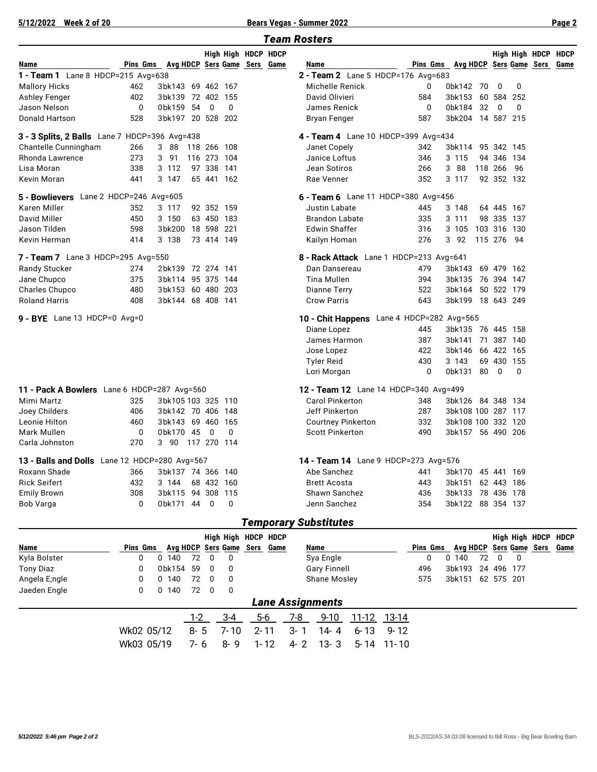## Team Rosters

| Name | Pins | Gms | Avg | HDCP | High Sers | High Game | HDCP Sers | HDCP Game |
|---|---|---|---|---|---|---|---|---|
| **1 - Team 1** Lane 8 HDCP=215 Avg=638 | | | | | | | | |
| Mallory Hicks | 462 | 3bk | 143 | 69 | 462 | 167 | | |
| Ashley Fenger | 402 | 3bk | 139 | 72 | 402 | 155 | | |
| Jason Nelson | 0 | 0bk | 159 | 54 | 0 | 0 | | |
| Donald Hartson | 528 | 3bk | 197 | 20 | 528 | 202 | | |
| **2 - Team 2** Lane 5 HDCP=176 Avg=683 | | | | | | | | |
| Michelle Renick | 0 | 0bk | 142 | 70 | 0 | 0 | | |
| David Olivieri | 584 | 3bk | 153 | 60 | 584 | 252 | | |
| James Renick | 0 | 0bk | 184 | 32 | 0 | 0 | | |
| Bryan Fenger | 587 | 3bk | 204 | 14 | 587 | 215 | | |
| **3 - 3 Splits, 2 Balls** Lane 7 HDCP=396 Avg=438 | | | | | | | | |
| Chantelle Cunningham | 266 | 3 | 88 | 118 | 266 | 108 | | |
| Rhonda Lawrence | 273 | 3 | 91 | 116 | 273 | 104 | | |
| Lisa Moran | 338 | 3 | 112 | 97 | 338 | 141 | | |
| Kevin Moran | 441 | 3 | 147 | 65 | 441 | 162 | | |
| **4 - Team 4** Lane 10 HDCP=399 Avg=434 | | | | | | | | |
| Janet Copely | 342 | 3bk | 114 | 95 | 342 | 145 | | |
| Janice Loftus | 346 | 3 | 115 | 94 | 346 | 134 | | |
| Jean Sotiros | 266 | 3 | 88 | 118 | 266 | 96 | | |
| Rae Venner | 352 | 3 | 117 | 92 | 352 | 132 | | |
| **5 - Bowlievers** Lane 2 HDCP=246 Avg=605 | | | | | | | | |
| Karen Miller | 352 | 3 | 117 | 92 | 352 | 159 | | |
| David Miller | 450 | 3 | 150 | 63 | 450 | 183 | | |
| Jason Tilden | 598 | 3bk | 200 | 18 | 598 | 221 | | |
| Kevin Herman | 414 | 3 | 138 | 73 | 414 | 149 | | |
| **6 - Team 6** Lane 11 HDCP=380 Avg=456 | | | | | | | | |
| Justin Labate | 445 | 3 | 148 | 64 | 445 | 167 | | |
| Brandon Labate | 335 | 3 | 111 | 98 | 335 | 137 | | |
| Edwin Shaffer | 316 | 3 | 105 | 103 | 316 | 130 | | |
| Kailyn Homan | 276 | 3 | 92 | 115 | 276 | 94 | | |
| **7 - Team 7** Lane 3 HDCP=295 Avg=550 | | | | | | | | |
| Randy Stucker | 274 | 2bk | 139 | 72 | 274 | 141 | | |
| Jane Chupco | 375 | 3bk | 114 | 95 | 375 | 144 | | |
| Charles Chupco | 480 | 3bk | 153 | 60 | 480 | 203 | | |
| Roland Harris | 408 | 3bk | 144 | 68 | 408 | 141 | | |
| **8 - Rack Attack** Lane 1 HDCP=213 Avg=641 | | | | | | | | |
| Dan Dansereau | 479 | 3bk | 143 | 69 | 479 | 162 | | |
| Tina Mullen | 394 | 3bk | 135 | 76 | 394 | 147 | | |
| Dianne Terry | 522 | 3bk | 164 | 50 | 522 | 179 | | |
| Crow Parris | 643 | 3bk | 199 | 18 | 643 | 249 | | |
| **9 - BYE** Lane 13 HDCP=0 Avg=0 | | | | | | | | |
| **10 - Chit Happens** Lane 4 HDCP=282 Avg=565 | | | | | | | | |
| Diane Lopez | 445 | 3bk | 135 | 76 | 445 | 158 | | |
| James Harmon | 387 | 3bk | 141 | 71 | 387 | 140 | | |
| Jose Lopez | 422 | 3bk | 146 | 66 | 422 | 165 | | |
| Tyler Reid | 430 | 3 | 143 | 69 | 430 | 155 | | |
| Lori Morgan | 0 | 0bk | 131 | 80 | 0 | 0 | | |
| **11 - Pack A Bowlers** Lane 6 HDCP=287 Avg=560 | | | | | | | | |
| Mimi Martz | 325 | 3bk | 105 | 103 | 325 | 110 | | |
| Joey Childers | 406 | 3bk | 142 | 70 | 406 | 148 | | |
| Leonie Hilton | 460 | 3bk | 143 | 69 | 460 | 165 | | |
| Mark Mullen | 0 | 0bk | 170 | 45 | 0 | 0 | | |
| Carla Johnston | 270 | 3 | 90 | 117 | 270 | 114 | | |
| **12 - Team 12** Lane 14 HDCP=340 Avg=499 | | | | | | | | |
| Carol Pinkerton | 348 | 3bk | 126 | 84 | 348 | 134 | | |
| Jeff Pinkerton | 287 | 3bk | 108 | 100 | 287 | 117 | | |
| Courtney Pinkerton | 332 | 3bk | 108 | 100 | 332 | 120 | | |
| Scott Pinkerton | 490 | 3bk | 157 | 56 | 490 | 206 | | |
| **13 - Balls and Dolls** Lane 12 HDCP=280 Avg=567 | | | | | | | | |
| Roxann Shade | 366 | 3bk | 137 | 74 | 366 | 140 | | |
| Rick Seifert | 432 | 3 | 144 | 68 | 432 | 160 | | |
| Emily Brown | 308 | 3bk | 115 | 94 | 308 | 115 | | |
| Bob Varga | 0 | 0bk | 171 | 44 | 0 | 0 | | |
| **14 - Team 14** Lane 9 HDCP=273 Avg=576 | | | | | | | | |
| Abe Sanchez | 441 | 3bk | 170 | 45 | 441 | 169 | | |
| Brett Acosta | 443 | 3bk | 151 | 62 | 443 | 186 | | |
| Shawn Sanchez | 436 | 3bk | 133 | 78 | 436 | 178 | | |
| Jenn Sanchez | 354 | 3bk | 122 | 88 | 354 | 137 | | |

## Temporary Substitutes

| Name | Pins | Gms | Avg | HDCP | High Sers | High Game | HDCP Sers | HDCP Game |
|---|---|---|---|---|---|---|---|---|
| Kyla Bolster | 0 | 0 | 140 | 72 | 0 | 0 | | |
| Tony Diaz | 0 | 0bk | 154 | 59 | 0 | 0 | | |
| Angela E;ngle | 0 | 0 | 140 | 72 | 0 | 0 | | |
| Jaeden Engle | 0 | 0 | 140 | 72 | 0 | 0 | | |
| Sya Engle | 0 | 0 | 140 | 72 | 0 | 0 | | |
| Gary Finnell | 496 | 3bk | 193 | 24 | 496 | 177 | | |
| Shane Mosley | 575 | 3bk | 151 | 62 | 575 | 201 | | |

## Lane Assignments

| | 1-2 | 3-4 | 5-6 | 7-8 | 9-10 | 11-12 | 13-14 |
|---|---|---|---|---|---|---|---|
| Wk02 05/12 | 8- 5 | 7- 10 | 2- 11 | 3- 1 | 14- 4 | 6- 13 | 9- 12 |
| Wk03 05/19 | 7- 6 | 8- 9 | 1- 12 | 4- 2 | 13- 3 | 5- 14 | 11- 10 |